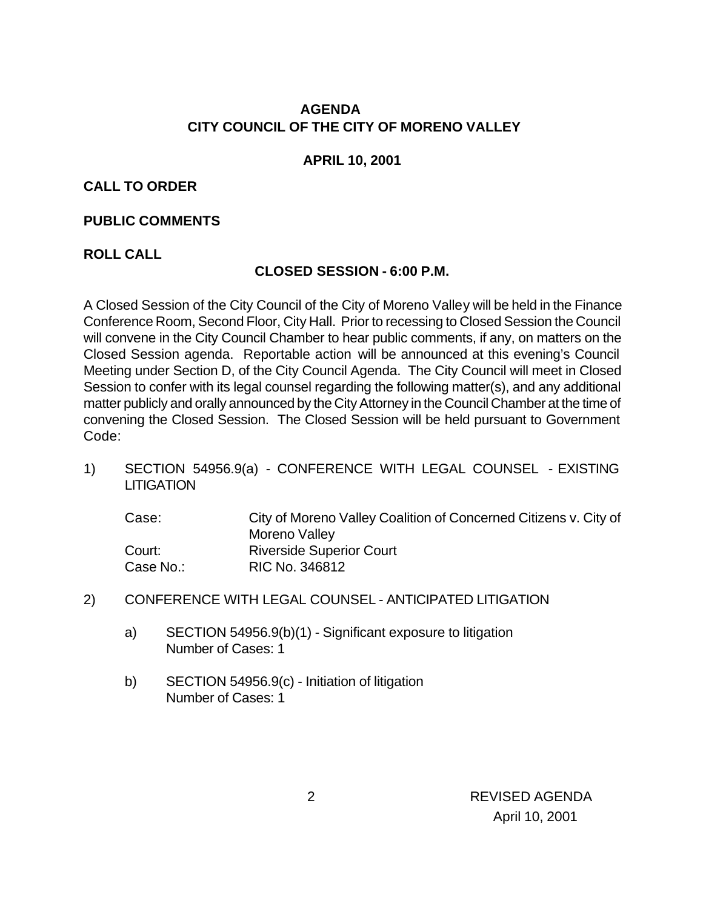# AGENDA
# CITY COUNCIL OF THE CITY OF MORENO VALLEY

**APRIL 10, 2001**

**CALL TO ORDER**

**PUBLIC COMMENTS**

**ROLL CALL**

## CLOSED SESSION - 6:00 P.M.

A Closed Session of the City Council of the City of Moreno Valley will be held in the Finance Conference Room, Second Floor, City Hall. Prior to recessing to Closed Session the Council will convene in the City Council Chamber to hear public comments, if any, on matters on the Closed Session agenda. Reportable action will be announced at this evening's Council Meeting under Section D, of the City Council Agenda. The City Council will meet in Closed Session to confer with its legal counsel regarding the following matter(s), and any additional matter publicly and orally announced by the City Attorney in the Council Chamber at the time of convening the Closed Session. The Closed Session will be held pursuant to Government Code:

1) SECTION 54956.9(a) - CONFERENCE WITH LEGAL COUNSEL - EXISTING LITIGATION

| | |
|---|---|
| Case: | City of Moreno Valley Coalition of Concerned Citizens v. City of Moreno Valley |
| Court: | Riverside Superior Court |
| Case No.: | RIC No. 346812 |

2) CONFERENCE WITH LEGAL COUNSEL - ANTICIPATED LITIGATION

   a) SECTION 54956.9(b)(1) - Significant exposure to litigation
      Number of Cases: 1

   b) SECTION 54956.9(c) - Initiation of litigation
      Number of Cases: 1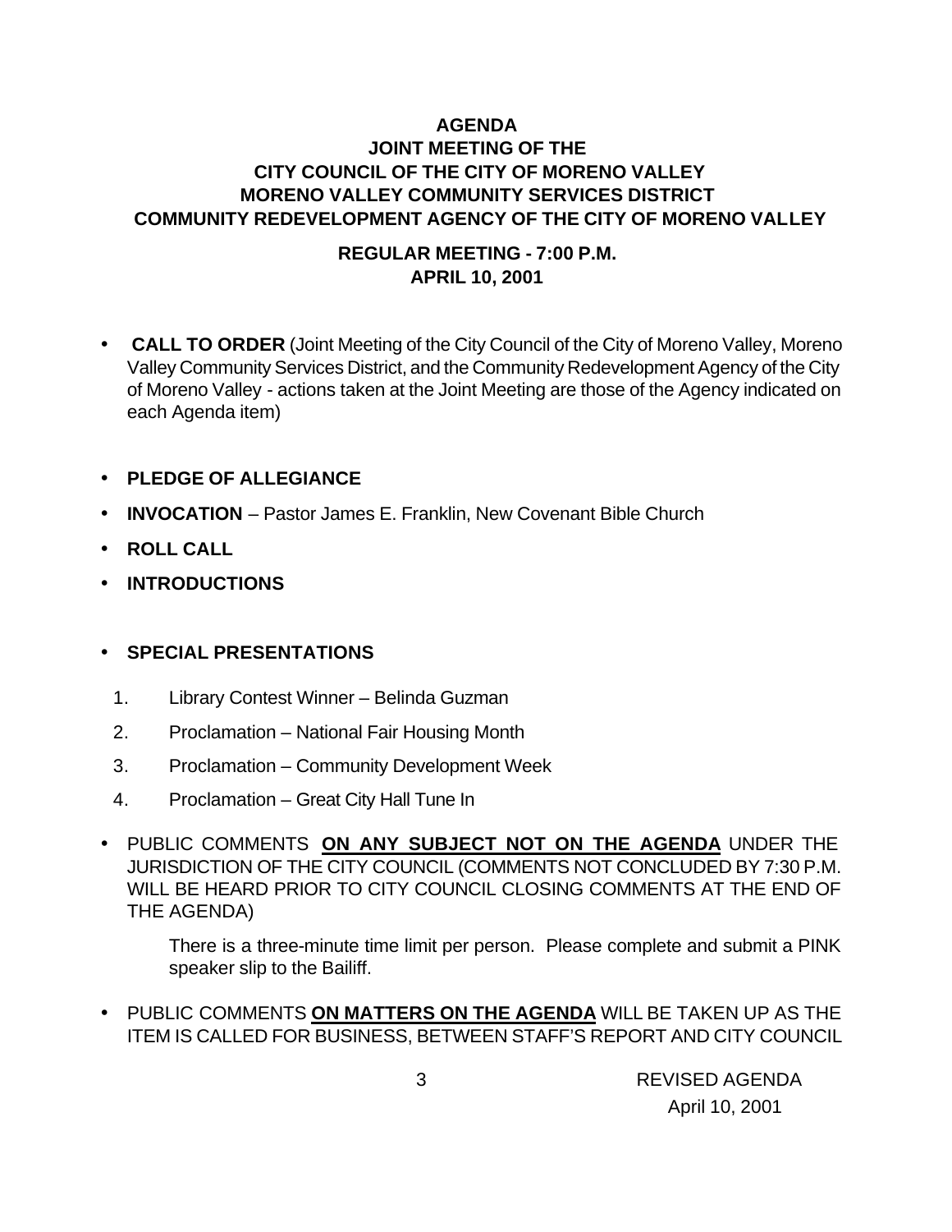**AGENDA**
**JOINT MEETING OF THE**
**CITY COUNCIL OF THE CITY OF MORENO VALLEY**
**MORENO VALLEY COMMUNITY SERVICES DISTRICT**
**COMMUNITY REDEVELOPMENT AGENCY OF THE CITY OF MORENO VALLEY**

**REGULAR MEETING - 7:00 P.M.**
**APRIL 10, 2001**

- **CALL TO ORDER** (Joint Meeting of the City Council of the City of Moreno Valley, Moreno Valley Community Services District, and the Community Redevelopment Agency of the City of Moreno Valley - actions taken at the Joint Meeting are those of the Agency indicated on each Agenda item)

- **PLEDGE OF ALLEGIANCE**
- **INVOCATION** – Pastor James E. Franklin, New Covenant Bible Church
- **ROLL CALL**
- **INTRODUCTIONS**

- **SPECIAL PRESENTATIONS**

  1. Library Contest Winner – Belinda Guzman
  2. Proclamation – National Fair Housing Month
  3. Proclamation – Community Development Week
  4. Proclamation – Great City Hall Tune In

- PUBLIC COMMENTS **ON ANY SUBJECT NOT ON THE AGENDA** UNDER THE JURISDICTION OF THE CITY COUNCIL (COMMENTS NOT CONCLUDED BY 7:30 P.M. WILL BE HEARD PRIOR TO CITY COUNCIL CLOSING COMMENTS AT THE END OF THE AGENDA)

  There is a three-minute time limit per person. Please complete and submit a PINK speaker slip to the Bailiff.

- PUBLIC COMMENTS **ON MATTERS ON THE AGENDA** WILL BE TAKEN UP AS THE ITEM IS CALLED FOR BUSINESS, BETWEEN STAFF'S REPORT AND CITY COUNCIL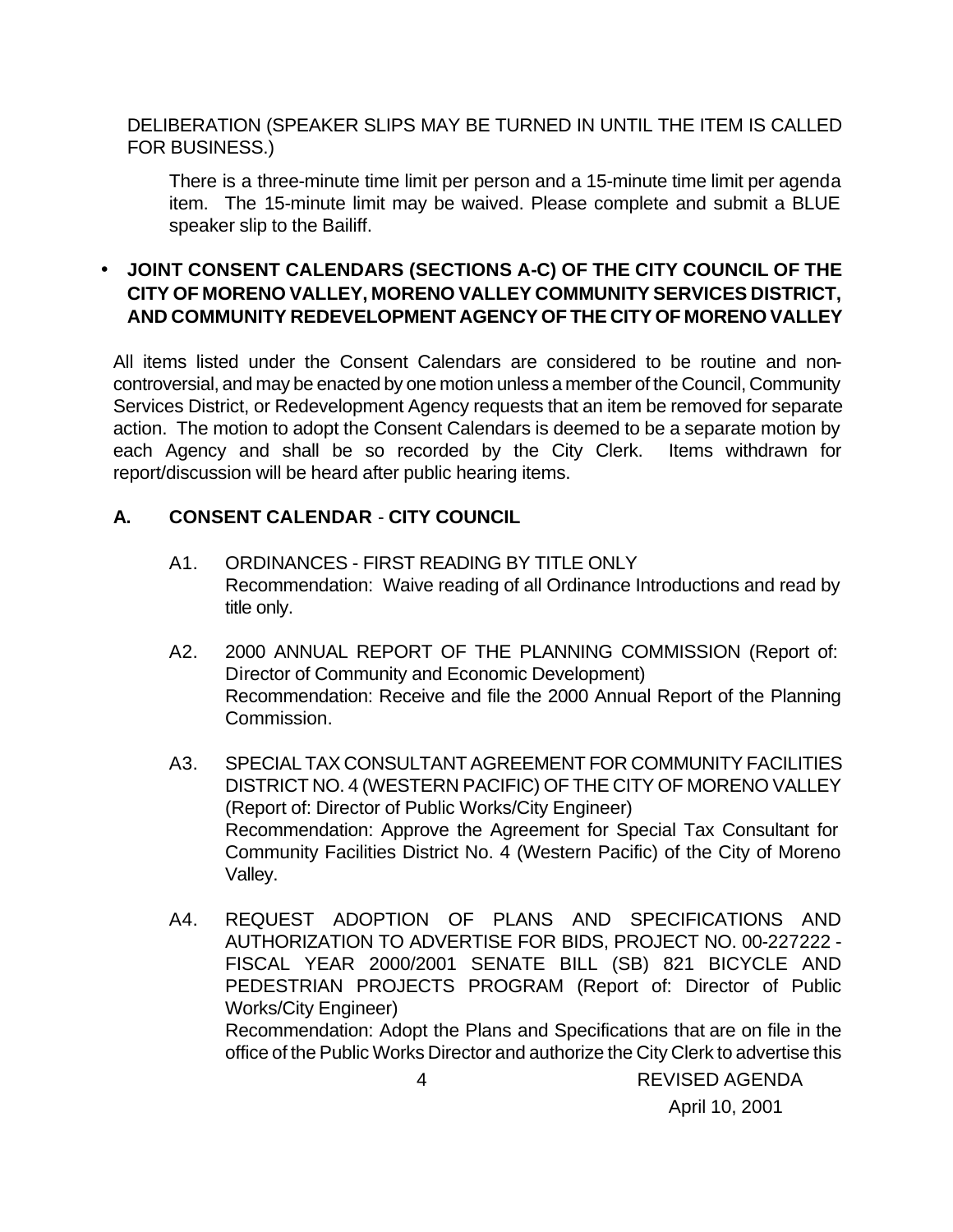DELIBERATION (SPEAKER SLIPS MAY BE TURNED IN UNTIL THE ITEM IS CALLED FOR BUSINESS.)

There is a three-minute time limit per person and a 15-minute time limit per agenda item. The 15-minute limit may be waived. Please complete and submit a BLUE speaker slip to the Bailiff.

- **JOINT CONSENT CALENDARS (SECTIONS A-C) OF THE CITY COUNCIL OF THE CITY OF MORENO VALLEY, MORENO VALLEY COMMUNITY SERVICES DISTRICT, AND COMMUNITY REDEVELOPMENT AGENCY OF THE CITY OF MORENO VALLEY**

All items listed under the Consent Calendars are considered to be routine and non-controversial, and may be enacted by one motion unless a member of the Council, Community Services District, or Redevelopment Agency requests that an item be removed for separate action. The motion to adopt the Consent Calendars is deemed to be a separate motion by each Agency and shall be so recorded by the City Clerk. Items withdrawn for report/discussion will be heard after public hearing items.

## A. CONSENT CALENDAR - CITY COUNCIL

A1. ORDINANCES - FIRST READING BY TITLE ONLY
Recommendation: Waive reading of all Ordinance Introductions and read by title only.

A2. 2000 ANNUAL REPORT OF THE PLANNING COMMISSION (Report of: Director of Community and Economic Development)
Recommendation: Receive and file the 2000 Annual Report of the Planning Commission.

A3. SPECIAL TAX CONSULTANT AGREEMENT FOR COMMUNITY FACILITIES DISTRICT NO. 4 (WESTERN PACIFIC) OF THE CITY OF MORENO VALLEY (Report of: Director of Public Works/City Engineer)
Recommendation: Approve the Agreement for Special Tax Consultant for Community Facilities District No. 4 (Western Pacific) of the City of Moreno Valley.

A4. REQUEST ADOPTION OF PLANS AND SPECIFICATIONS AND AUTHORIZATION TO ADVERTISE FOR BIDS, PROJECT NO. 00-227222 - FISCAL YEAR 2000/2001 SENATE BILL (SB) 821 BICYCLE AND PEDESTRIAN PROJECTS PROGRAM (Report of: Director of Public Works/City Engineer)
Recommendation: Adopt the Plans and Specifications that are on file in the office of the Public Works Director and authorize the City Clerk to advertise this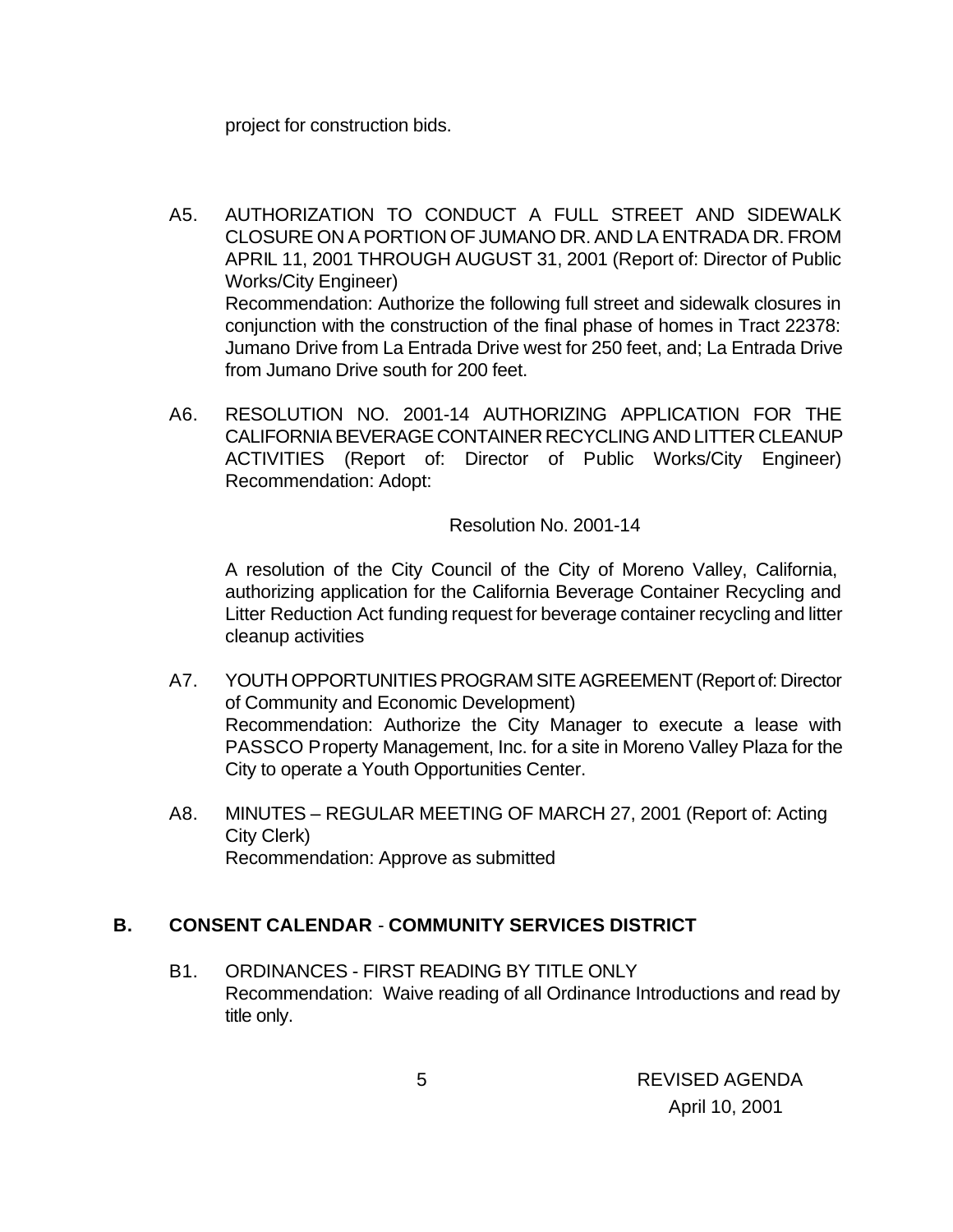project for construction bids.

A5. AUTHORIZATION TO CONDUCT A FULL STREET AND SIDEWALK CLOSURE ON A PORTION OF JUMANO DR. AND LA ENTRADA DR. FROM APRIL 11, 2001 THROUGH AUGUST 31, 2001 (Report of: Director of Public Works/City Engineer)
Recommendation: Authorize the following full street and sidewalk closures in conjunction with the construction of the final phase of homes in Tract 22378: Jumano Drive from La Entrada Drive west for 250 feet, and; La Entrada Drive from Jumano Drive south for 200 feet.

A6. RESOLUTION NO. 2001-14 AUTHORIZING APPLICATION FOR THE CALIFORNIA BEVERAGE CONTAINER RECYCLING AND LITTER CLEANUP ACTIVITIES (Report of: Director of Public Works/City Engineer)
Recommendation: Adopt:

Resolution No. 2001-14

A resolution of the City Council of the City of Moreno Valley, California, authorizing application for the California Beverage Container Recycling and Litter Reduction Act funding request for beverage container recycling and litter cleanup activities

A7. YOUTH OPPORTUNITIES PROGRAM SITE AGREEMENT (Report of: Director of Community and Economic Development)
Recommendation: Authorize the City Manager to execute a lease with PASSCO Property Management, Inc. for a site in Moreno Valley Plaza for the City to operate a Youth Opportunities Center.

A8. MINUTES – REGULAR MEETING OF MARCH 27, 2001 (Report of: Acting City Clerk)
Recommendation: Approve as submitted

## B. CONSENT CALENDAR - COMMUNITY SERVICES DISTRICT

B1. ORDINANCES - FIRST READING BY TITLE ONLY
Recommendation: Waive reading of all Ordinance Introductions and read by title only.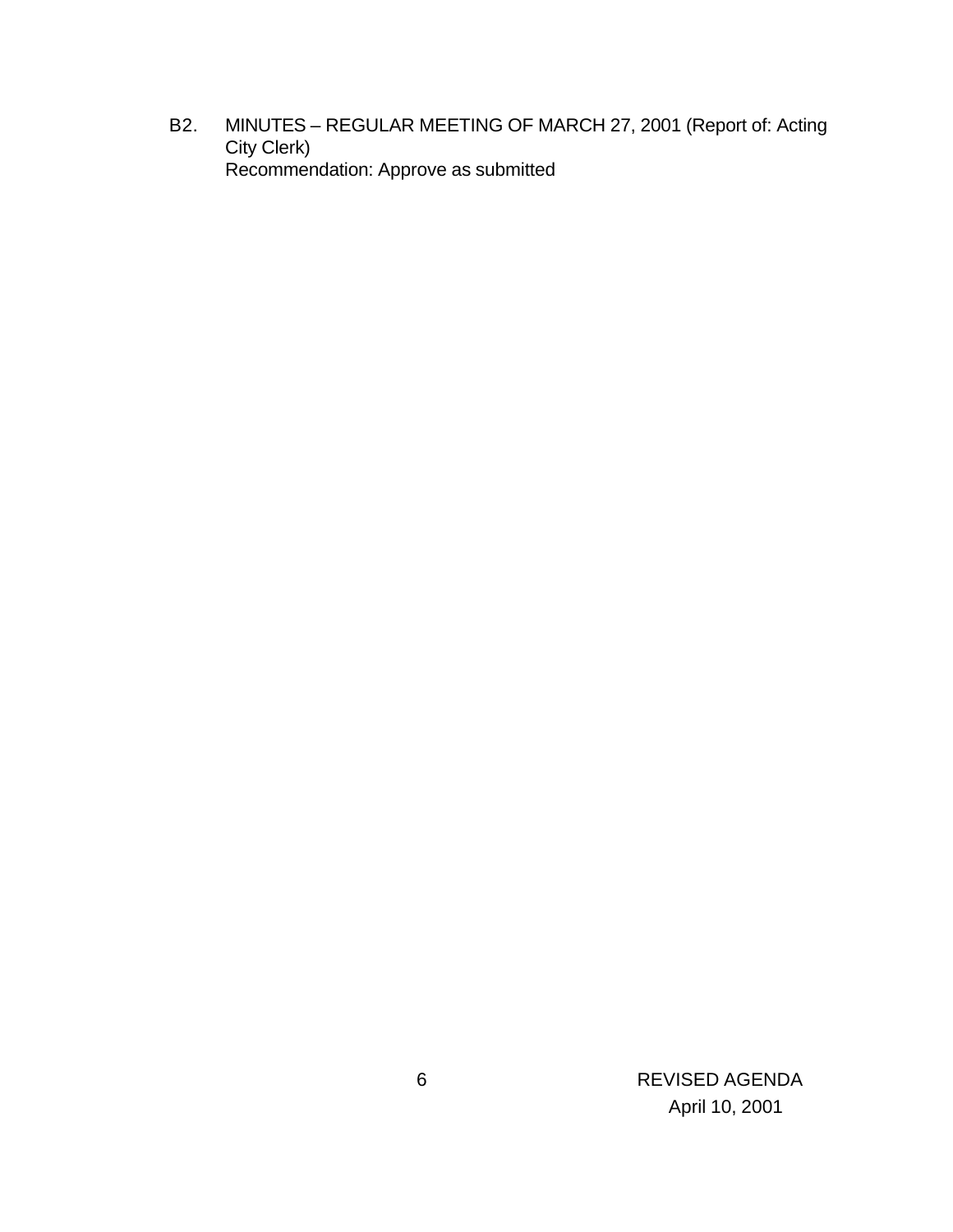B2. MINUTES – REGULAR MEETING OF MARCH 27, 2001 (Report of: Acting City Clerk)
Recommendation: Approve as submitted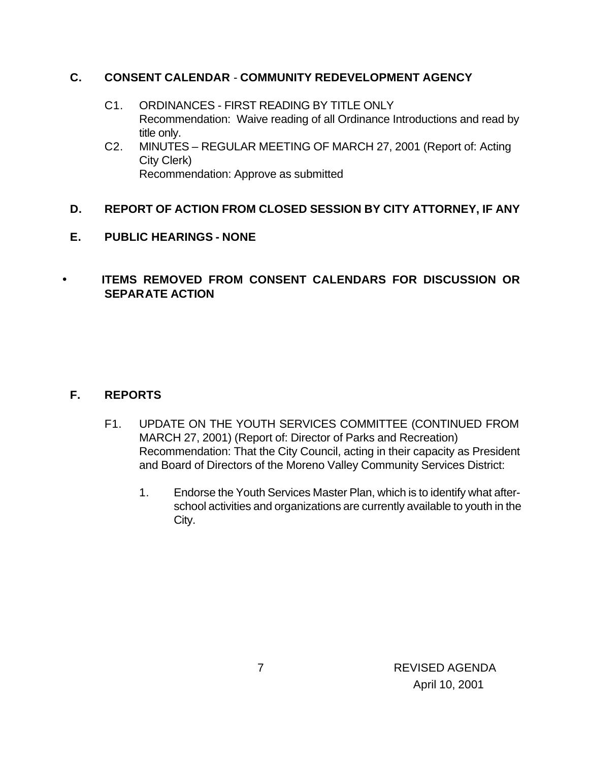## C. CONSENT CALENDAR - COMMUNITY REDEVELOPMENT AGENCY

C1. ORDINANCES - FIRST READING BY TITLE ONLY
Recommendation: Waive reading of all Ordinance Introductions and read by title only.

C2. MINUTES – REGULAR MEETING OF MARCH 27, 2001 (Report of: Acting City Clerk)
Recommendation: Approve as submitted

## D. REPORT OF ACTION FROM CLOSED SESSION BY CITY ATTORNEY, IF ANY

## E. PUBLIC HEARINGS - NONE

- **ITEMS REMOVED FROM CONSENT CALENDARS FOR DISCUSSION OR SEPARATE ACTION**

## F. REPORTS

F1. UPDATE ON THE YOUTH SERVICES COMMITTEE (CONTINUED FROM MARCH 27, 2001) (Report of: Director of Parks and Recreation)
Recommendation: That the City Council, acting in their capacity as President and Board of Directors of the Moreno Valley Community Services District:

1. Endorse the Youth Services Master Plan, which is to identify what after-school activities and organizations are currently available to youth in the City.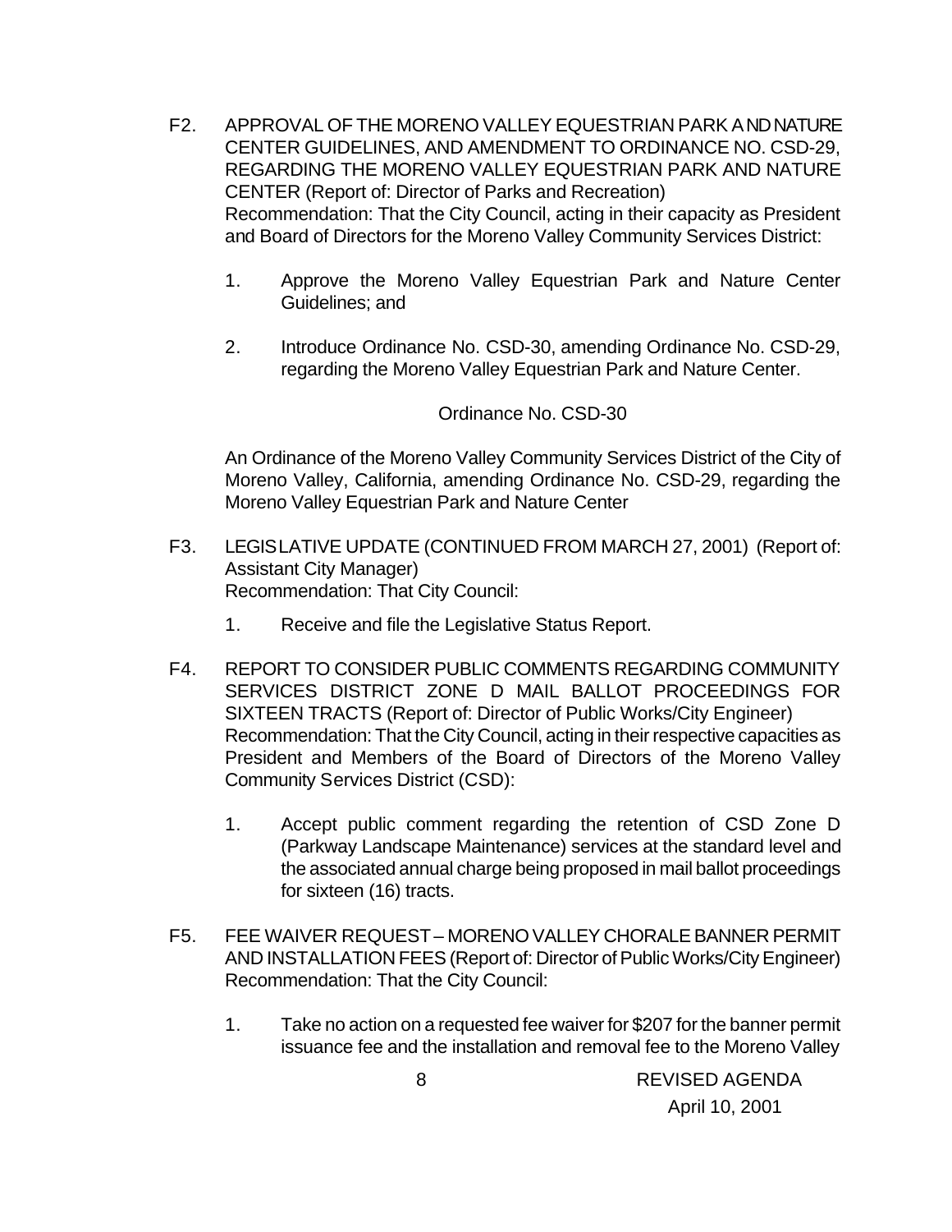F2. APPROVAL OF THE MORENO VALLEY EQUESTRIAN PARK AND NATURE CENTER GUIDELINES, AND AMENDMENT TO ORDINANCE NO. CSD-29, REGARDING THE MORENO VALLEY EQUESTRIAN PARK AND NATURE CENTER (Report of: Director of Parks and Recreation)
Recommendation: That the City Council, acting in their capacity as President and Board of Directors for the Moreno Valley Community Services District:

1. Approve the Moreno Valley Equestrian Park and Nature Center Guidelines; and

2. Introduce Ordinance No. CSD-30, amending Ordinance No. CSD-29, regarding the Moreno Valley Equestrian Park and Nature Center.

Ordinance No. CSD-30

An Ordinance of the Moreno Valley Community Services District of the City of Moreno Valley, California, amending Ordinance No. CSD-29, regarding the Moreno Valley Equestrian Park and Nature Center

F3. LEGISLATIVE UPDATE (CONTINUED FROM MARCH 27, 2001) (Report of: Assistant City Manager)
Recommendation: That City Council:

1. Receive and file the Legislative Status Report.

F4. REPORT TO CONSIDER PUBLIC COMMENTS REGARDING COMMUNITY SERVICES DISTRICT ZONE D MAIL BALLOT PROCEEDINGS FOR SIXTEEN TRACTS (Report of: Director of Public Works/City Engineer)
Recommendation: That the City Council, acting in their respective capacities as President and Members of the Board of Directors of the Moreno Valley Community Services District (CSD):

1. Accept public comment regarding the retention of CSD Zone D (Parkway Landscape Maintenance) services at the standard level and the associated annual charge being proposed in mail ballot proceedings for sixteen (16) tracts.

F5. FEE WAIVER REQUEST – MORENO VALLEY CHORALE BANNER PERMIT AND INSTALLATION FEES (Report of: Director of Public Works/City Engineer)
Recommendation: That the City Council:

1. Take no action on a requested fee waiver for $207 for the banner permit issuance fee and the installation and removal fee to the Moreno Valley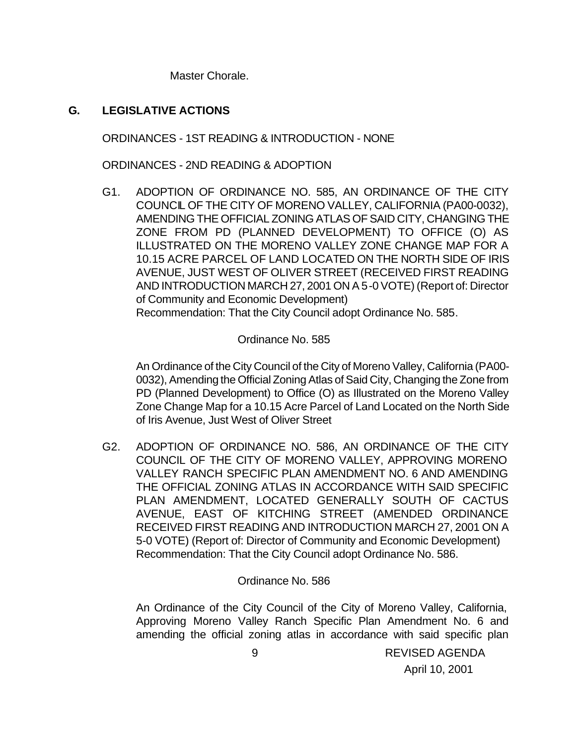Master Chorale.

## G. LEGISLATIVE ACTIONS

ORDINANCES - 1ST READING & INTRODUCTION - NONE

ORDINANCES - 2ND READING & ADOPTION

G1. ADOPTION OF ORDINANCE NO. 585, AN ORDINANCE OF THE CITY COUNCIL OF THE CITY OF MORENO VALLEY, CALIFORNIA (PA00-0032), AMENDING THE OFFICIAL ZONING ATLAS OF SAID CITY, CHANGING THE ZONE FROM PD (PLANNED DEVELOPMENT) TO OFFICE (O) AS ILLUSTRATED ON THE MORENO VALLEY ZONE CHANGE MAP FOR A 10.15 ACRE PARCEL OF LAND LOCATED ON THE NORTH SIDE OF IRIS AVENUE, JUST WEST OF OLIVER STREET (RECEIVED FIRST READING AND INTRODUCTION MARCH 27, 2001 ON A 5-0 VOTE) (Report of: Director of Community and Economic Development)
Recommendation: That the City Council adopt Ordinance No. 585.

Ordinance No. 585

An Ordinance of the City Council of the City of Moreno Valley, California (PA00-0032), Amending the Official Zoning Atlas of Said City, Changing the Zone from PD (Planned Development) to Office (O) as Illustrated on the Moreno Valley Zone Change Map for a 10.15 Acre Parcel of Land Located on the North Side of Iris Avenue, Just West of Oliver Street

G2. ADOPTION OF ORDINANCE NO. 586, AN ORDINANCE OF THE CITY COUNCIL OF THE CITY OF MORENO VALLEY, APPROVING MORENO VALLEY RANCH SPECIFIC PLAN AMENDMENT NO. 6 AND AMENDING THE OFFICIAL ZONING ATLAS IN ACCORDANCE WITH SAID SPECIFIC PLAN AMENDMENT, LOCATED GENERALLY SOUTH OF CACTUS AVENUE, EAST OF KITCHING STREET (AMENDED ORDINANCE RECEIVED FIRST READING AND INTRODUCTION MARCH 27, 2001 ON A 5-0 VOTE) (Report of: Director of Community and Economic Development)
Recommendation: That the City Council adopt Ordinance No. 586.

Ordinance No. 586

An Ordinance of the City Council of the City of Moreno Valley, California, Approving Moreno Valley Ranch Specific Plan Amendment No. 6 and amending the official zoning atlas in accordance with said specific plan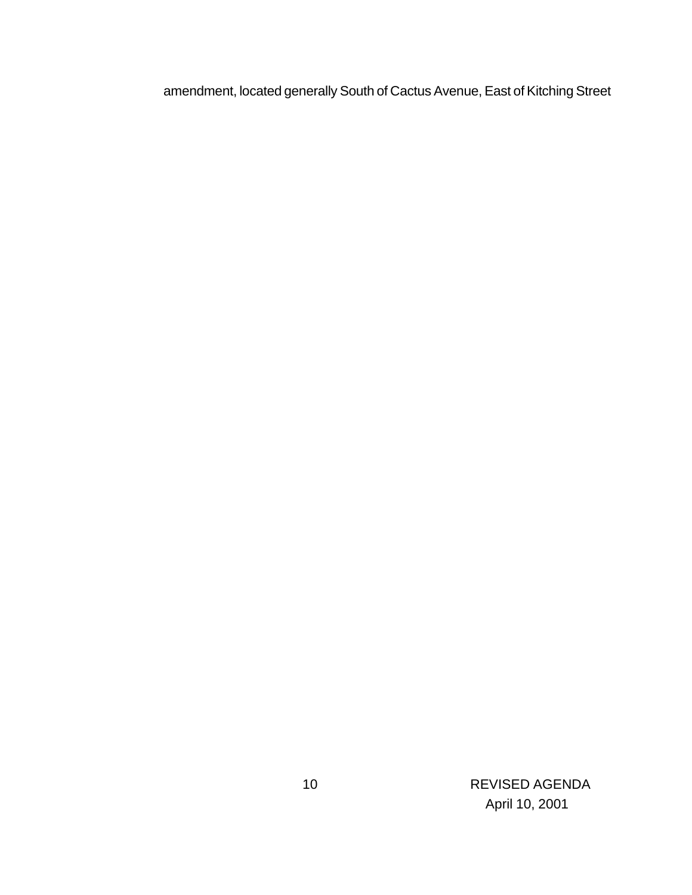amendment, located generally South of Cactus Avenue, East of Kitching Street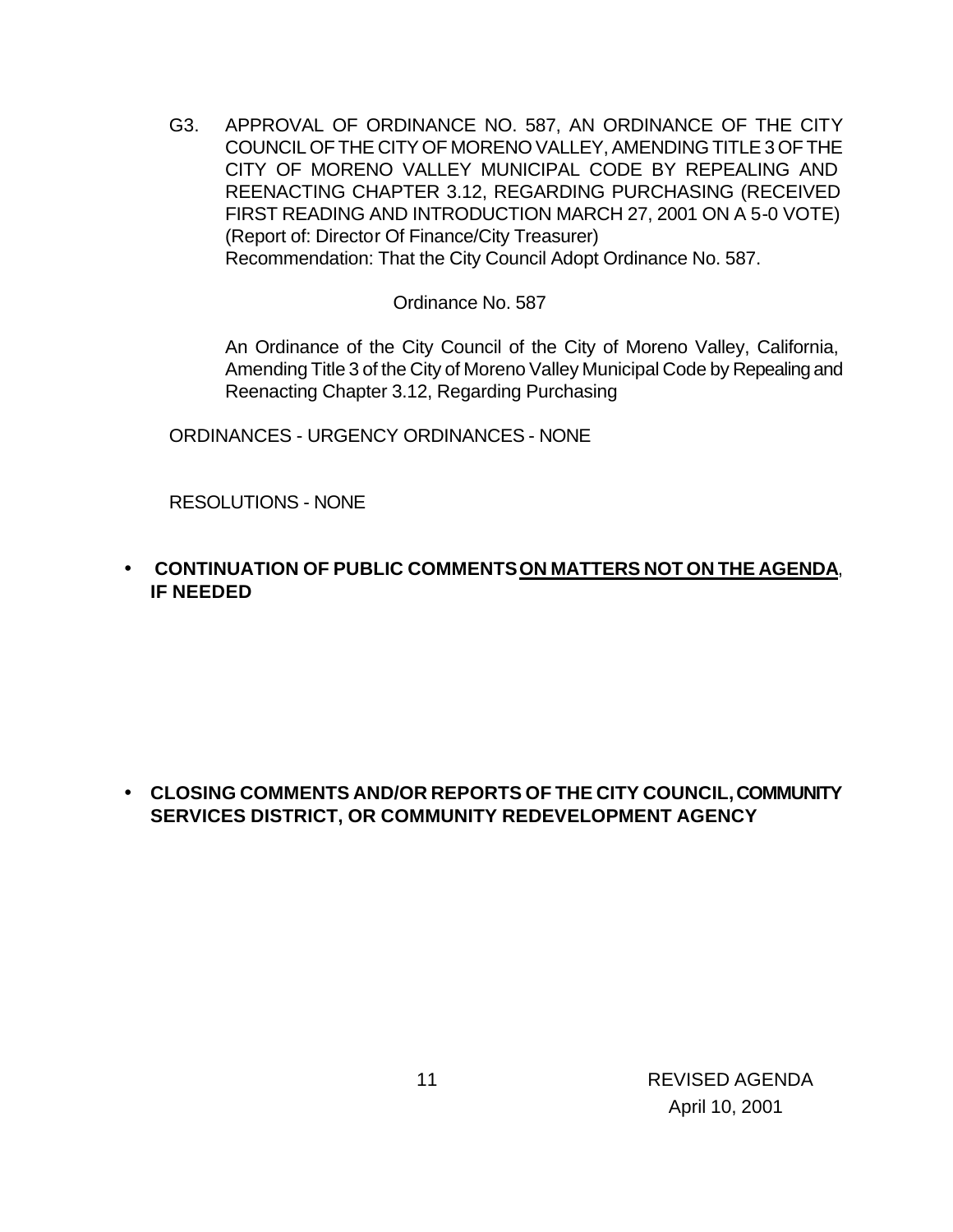G3. APPROVAL OF ORDINANCE NO. 587, AN ORDINANCE OF THE CITY COUNCIL OF THE CITY OF MORENO VALLEY, AMENDING TITLE 3 OF THE CITY OF MORENO VALLEY MUNICIPAL CODE BY REPEALING AND REENACTING CHAPTER 3.12, REGARDING PURCHASING (RECEIVED FIRST READING AND INTRODUCTION MARCH 27, 2001 ON A 5-0 VOTE) (Report of: Director Of Finance/City Treasurer)
Recommendation: That the City Council Adopt Ordinance No. 587.

Ordinance No. 587

An Ordinance of the City Council of the City of Moreno Valley, California, Amending Title 3 of the City of Moreno Valley Municipal Code by Repealing and Reenacting Chapter 3.12, Regarding Purchasing

ORDINANCES - URGENCY ORDINANCES - NONE

RESOLUTIONS - NONE

- **CONTINUATION OF PUBLIC COMMENTS <u>ON MATTERS NOT ON THE AGENDA</u>, IF NEEDED**

- **CLOSING COMMENTS AND/OR REPORTS OF THE CITY COUNCIL, COMMUNITY SERVICES DISTRICT, OR COMMUNITY REDEVELOPMENT AGENCY**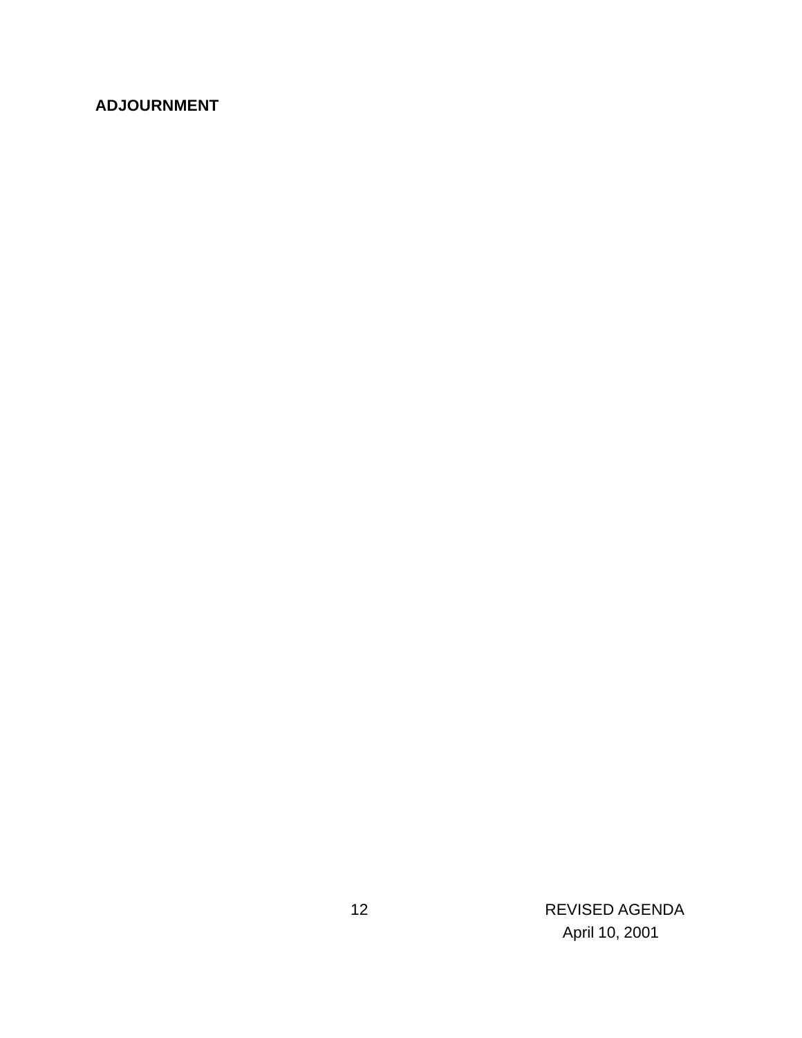**ADJOURNMENT**